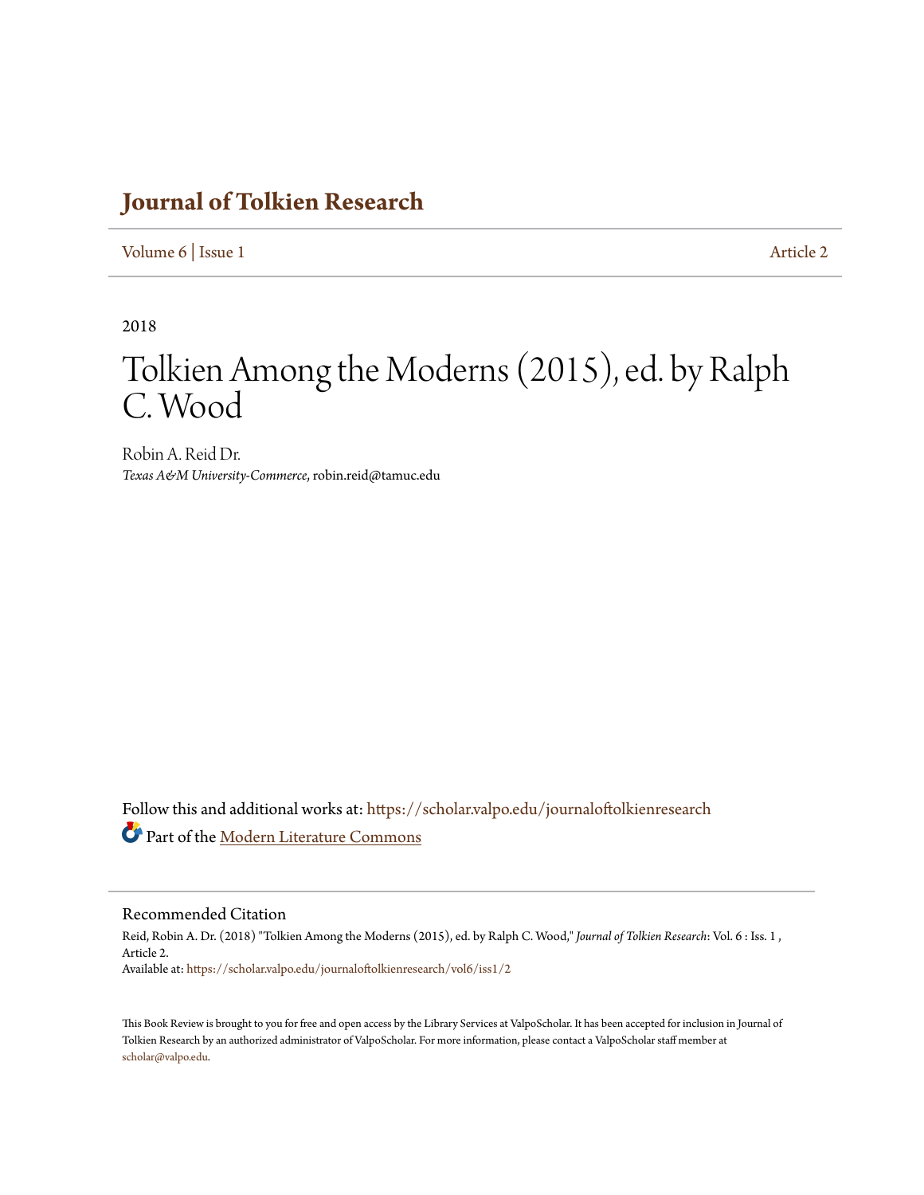# Journal of Tolkien Research

Volume 6 | Issue 1 Article 2

2018

# Tolkien Among the Moderns (2015), ed. by Ralph C. Wood

Robin A. Reid Dr.
*Texas A&M University-Commerce*, robin.reid@tamuc.edu

Follow this and additional works at: https://scholar.valpo.edu/journaloftolkienresearch

Part of the Modern Literature Commons

## Recommended Citation

Reid, Robin A. Dr. (2018) "Tolkien Among the Moderns (2015), ed. by Ralph C. Wood," *Journal of Tolkien Research*: Vol. 6 : Iss. 1 , Article 2.
Available at: https://scholar.valpo.edu/journaloftolkienresearch/vol6/iss1/2

This Book Review is brought to you for free and open access by the Library Services at ValpoScholar. It has been accepted for inclusion in Journal of Tolkien Research by an authorized administrator of ValpoScholar. For more information, please contact a ValpoScholar staff member at scholar@valpo.edu.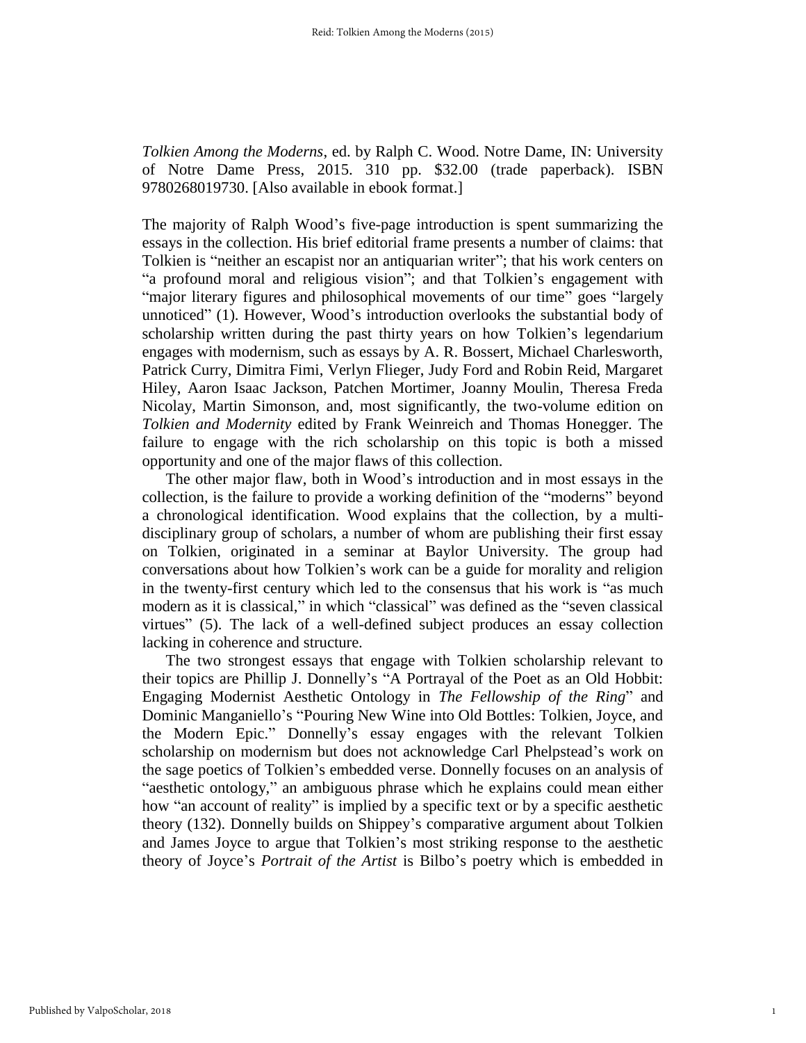*Tolkien Among the Moderns*, ed. by Ralph C. Wood. Notre Dame, IN: University of Notre Dame Press, 2015. 310 pp. $32.00 (trade paperback). ISBN 9780268019730. [Also available in ebook format.]

The majority of Ralph Wood's five-page introduction is spent summarizing the essays in the collection. His brief editorial frame presents a number of claims: that Tolkien is "neither an escapist nor an antiquarian writer"; that his work centers on "a profound moral and religious vision"; and that Tolkien's engagement with "major literary figures and philosophical movements of our time" goes "largely unnoticed" (1). However, Wood's introduction overlooks the substantial body of scholarship written during the past thirty years on how Tolkien's legendarium engages with modernism, such as essays by A. R. Bossert, Michael Charlesworth, Patrick Curry, Dimitra Fimi, Verlyn Flieger, Judy Ford and Robin Reid, Margaret Hiley, Aaron Isaac Jackson, Patchen Mortimer, Joanny Moulin, Theresa Freda Nicolay, Martin Simonson, and, most significantly, the two-volume edition on *Tolkien and Modernity* edited by Frank Weinreich and Thomas Honegger. The failure to engage with the rich scholarship on this topic is both a missed opportunity and one of the major flaws of this collection.

The other major flaw, both in Wood's introduction and in most essays in the collection, is the failure to provide a working definition of the "moderns" beyond a chronological identification. Wood explains that the collection, by a multi-disciplinary group of scholars, a number of whom are publishing their first essay on Tolkien, originated in a seminar at Baylor University. The group had conversations about how Tolkien's work can be a guide for morality and religion in the twenty-first century which led to the consensus that his work is "as much modern as it is classical," in which "classical" was defined as the "seven classical virtues" (5). The lack of a well-defined subject produces an essay collection lacking in coherence and structure.

The two strongest essays that engage with Tolkien scholarship relevant to their topics are Phillip J. Donnelly's "A Portrayal of the Poet as an Old Hobbit: Engaging Modernist Aesthetic Ontology in *The Fellowship of the Ring*" and Dominic Manganiello's "Pouring New Wine into Old Bottles: Tolkien, Joyce, and the Modern Epic." Donnelly's essay engages with the relevant Tolkien scholarship on modernism but does not acknowledge Carl Phelpstead's work on the sage poetics of Tolkien's embedded verse. Donnelly focuses on an analysis of "aesthetic ontology," an ambiguous phrase which he explains could mean either how "an account of reality" is implied by a specific text or by a specific aesthetic theory (132). Donnelly builds on Shippey's comparative argument about Tolkien and James Joyce to argue that Tolkien's most striking response to the aesthetic theory of Joyce's *Portrait of the Artist* is Bilbo's poetry which is embedded in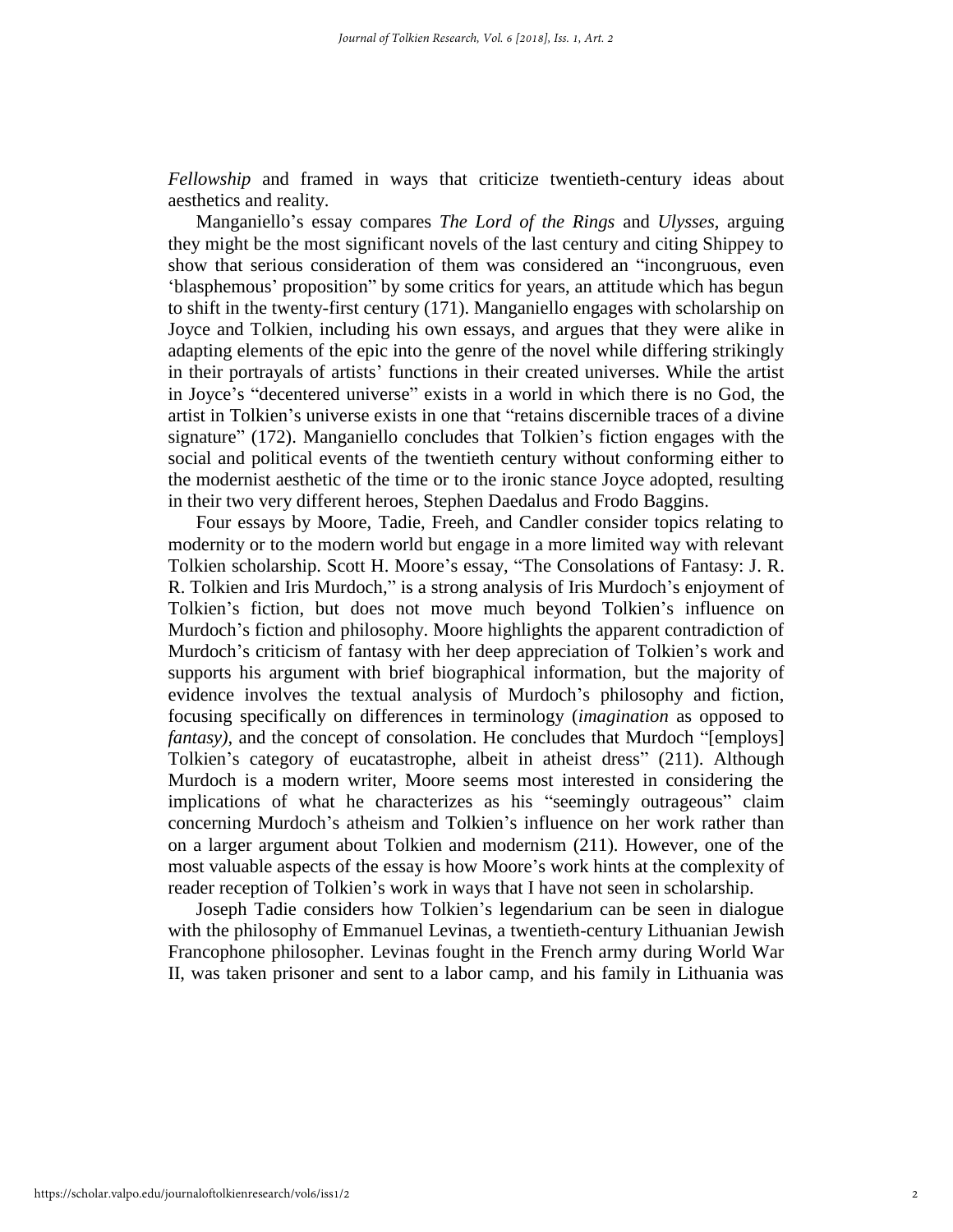*Fellowship* and framed in ways that criticize twentieth-century ideas about aesthetics and reality.

Manganiello's essay compares *The Lord of the Rings* and *Ulysses*, arguing they might be the most significant novels of the last century and citing Shippey to show that serious consideration of them was considered an "incongruous, even 'blasphemous' proposition" by some critics for years, an attitude which has begun to shift in the twenty-first century (171). Manganiello engages with scholarship on Joyce and Tolkien, including his own essays, and argues that they were alike in adapting elements of the epic into the genre of the novel while differing strikingly in their portrayals of artists' functions in their created universes. While the artist in Joyce's "decentered universe" exists in a world in which there is no God, the artist in Tolkien's universe exists in one that "retains discernible traces of a divine signature" (172). Manganiello concludes that Tolkien's fiction engages with the social and political events of the twentieth century without conforming either to the modernist aesthetic of the time or to the ironic stance Joyce adopted, resulting in their two very different heroes, Stephen Daedalus and Frodo Baggins.

Four essays by Moore, Tadie, Freeh, and Candler consider topics relating to modernity or to the modern world but engage in a more limited way with relevant Tolkien scholarship. Scott H. Moore's essay, "The Consolations of Fantasy: J. R. R. Tolkien and Iris Murdoch," is a strong analysis of Iris Murdoch's enjoyment of Tolkien's fiction, but does not move much beyond Tolkien's influence on Murdoch's fiction and philosophy. Moore highlights the apparent contradiction of Murdoch's criticism of fantasy with her deep appreciation of Tolkien's work and supports his argument with brief biographical information, but the majority of evidence involves the textual analysis of Murdoch's philosophy and fiction, focusing specifically on differences in terminology (*imagination* as opposed to *fantasy)*, and the concept of consolation. He concludes that Murdoch "[employs] Tolkien's category of eucatastrophe, albeit in atheist dress" (211). Although Murdoch is a modern writer, Moore seems most interested in considering the implications of what he characterizes as his "seemingly outrageous" claim concerning Murdoch's atheism and Tolkien's influence on her work rather than on a larger argument about Tolkien and modernism (211). However, one of the most valuable aspects of the essay is how Moore's work hints at the complexity of reader reception of Tolkien's work in ways that I have not seen in scholarship.

Joseph Tadie considers how Tolkien's legendarium can be seen in dialogue with the philosophy of Emmanuel Levinas, a twentieth-century Lithuanian Jewish Francophone philosopher. Levinas fought in the French army during World War II, was taken prisoner and sent to a labor camp, and his family in Lithuania was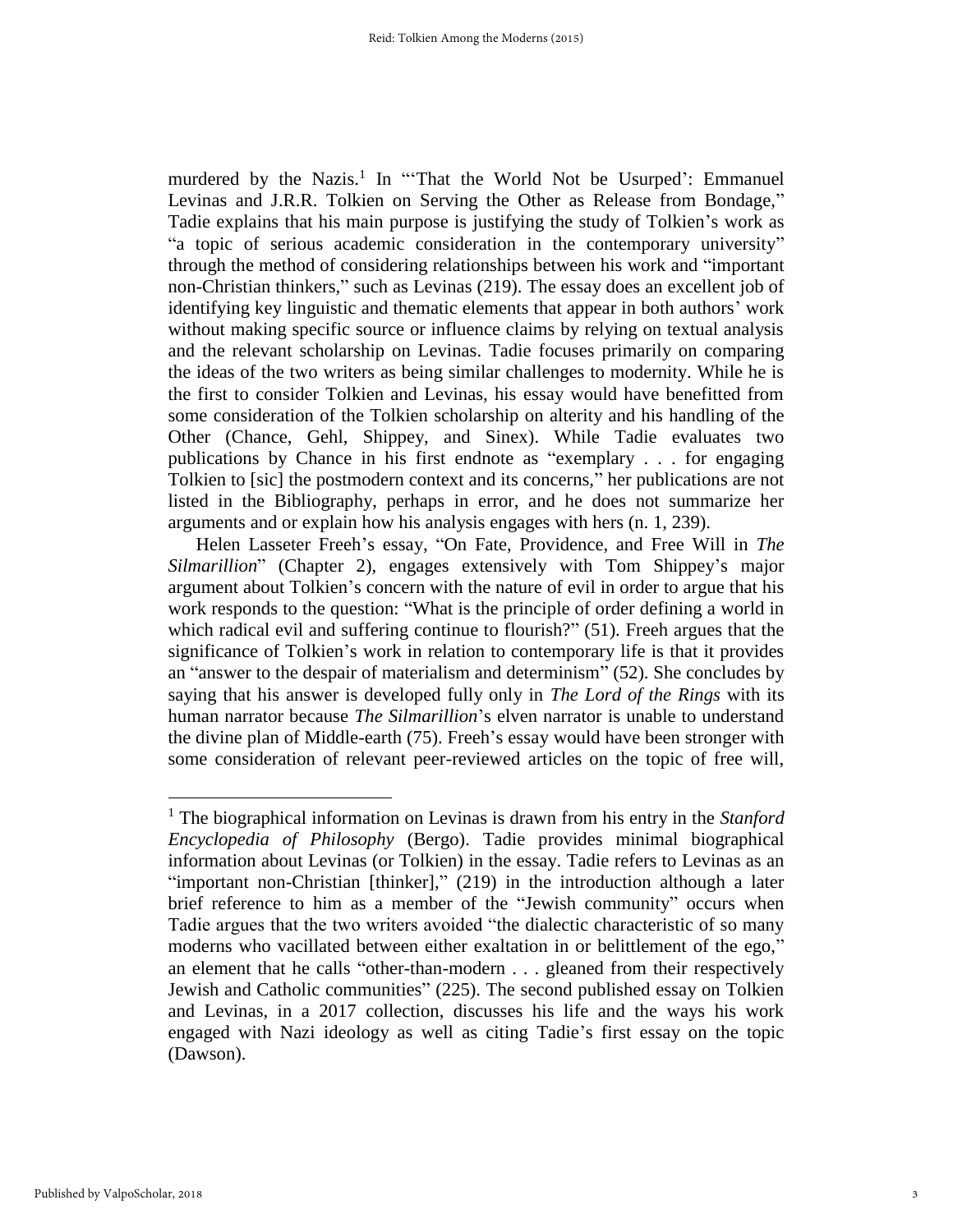murdered by the Nazis.[1] In "'That the World Not be Usurped': Emmanuel Levinas and J.R.R. Tolkien on Serving the Other as Release from Bondage," Tadie explains that his main purpose is justifying the study of Tolkien's work as "a topic of serious academic consideration in the contemporary university" through the method of considering relationships between his work and "important non-Christian thinkers," such as Levinas (219). The essay does an excellent job of identifying key linguistic and thematic elements that appear in both authors' work without making specific source or influence claims by relying on textual analysis and the relevant scholarship on Levinas. Tadie focuses primarily on comparing the ideas of the two writers as being similar challenges to modernity. While he is the first to consider Tolkien and Levinas, his essay would have benefitted from some consideration of the Tolkien scholarship on alterity and his handling of the Other (Chance, Gehl, Shippey, and Sinex). While Tadie evaluates two publications by Chance in his first endnote as "exemplary . . . for engaging Tolkien to [sic] the postmodern context and its concerns," her publications are not listed in the Bibliography, perhaps in error, and he does not summarize her arguments and or explain how his analysis engages with hers (n. 1, 239).

Helen Lasseter Freeh's essay, "On Fate, Providence, and Free Will in *The Silmarillion*" (Chapter 2), engages extensively with Tom Shippey's major argument about Tolkien's concern with the nature of evil in order to argue that his work responds to the question: "What is the principle of order defining a world in which radical evil and suffering continue to flourish?" (51). Freeh argues that the significance of Tolkien's work in relation to contemporary life is that it provides an "answer to the despair of materialism and determinism" (52). She concludes by saying that his answer is developed fully only in *The Lord of the Rings* with its human narrator because *The Silmarillion*'s elven narrator is unable to understand the divine plan of Middle-earth (75). Freeh's essay would have been stronger with some consideration of relevant peer-reviewed articles on the topic of free will,

---

[1] The biographical information on Levinas is drawn from his entry in the *Stanford Encyclopedia of Philosophy* (Bergo). Tadie provides minimal biographical information about Levinas (or Tolkien) in the essay. Tadie refers to Levinas as an "important non-Christian [thinker]," (219) in the introduction although a later brief reference to him as a member of the "Jewish community" occurs when Tadie argues that the two writers avoided "the dialectic characteristic of so many moderns who vacillated between either exaltation in or belittlement of the ego," an element that he calls "other-than-modern . . . gleaned from their respectively Jewish and Catholic communities" (225). The second published essay on Tolkien and Levinas, in a 2017 collection, discusses his life and the ways his work engaged with Nazi ideology as well as citing Tadie's first essay on the topic (Dawson).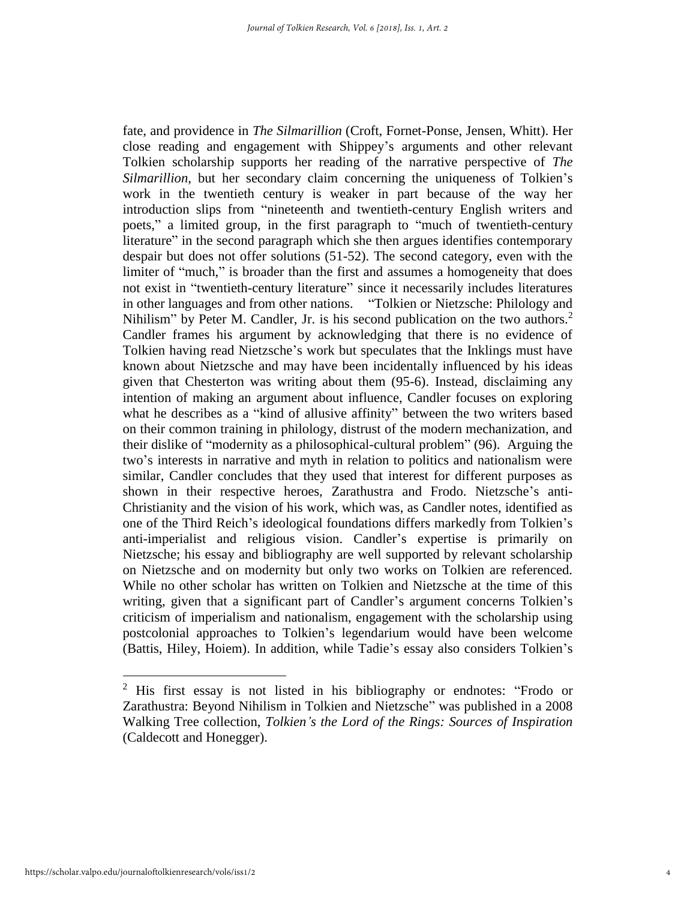fate, and providence in *The Silmarillion* (Croft, Fornet-Ponse, Jensen, Whitt). Her close reading and engagement with Shippey's arguments and other relevant Tolkien scholarship supports her reading of the narrative perspective of *The Silmarillion*, but her secondary claim concerning the uniqueness of Tolkien's work in the twentieth century is weaker in part because of the way her introduction slips from "nineteenth and twentieth-century English writers and poets," a limited group, in the first paragraph to "much of twentieth-century literature" in the second paragraph which she then argues identifies contemporary despair but does not offer solutions (51-52). The second category, even with the limiter of "much," is broader than the first and assumes a homogeneity that does not exist in "twentieth-century literature" since it necessarily includes literatures in other languages and from other nations. "Tolkien or Nietzsche: Philology and Nihilism" by Peter M. Candler, Jr. is his second publication on the two authors.[2] Candler frames his argument by acknowledging that there is no evidence of Tolkien having read Nietzsche's work but speculates that the Inklings must have known about Nietzsche and may have been incidentally influenced by his ideas given that Chesterton was writing about them (95-6). Instead, disclaiming any intention of making an argument about influence, Candler focuses on exploring what he describes as a "kind of allusive affinity" between the two writers based on their common training in philology, distrust of the modern mechanization, and their dislike of "modernity as a philosophical-cultural problem" (96). Arguing the two's interests in narrative and myth in relation to politics and nationalism were similar, Candler concludes that they used that interest for different purposes as shown in their respective heroes, Zarathustra and Frodo. Nietzsche's anti-Christianity and the vision of his work, which was, as Candler notes, identified as one of the Third Reich's ideological foundations differs markedly from Tolkien's anti-imperialist and religious vision. Candler's expertise is primarily on Nietzsche; his essay and bibliography are well supported by relevant scholarship on Nietzsche and on modernity but only two works on Tolkien are referenced. While no other scholar has written on Tolkien and Nietzsche at the time of this writing, given that a significant part of Candler's argument concerns Tolkien's criticism of imperialism and nationalism, engagement with the scholarship using postcolonial approaches to Tolkien's legendarium would have been welcome (Battis, Hiley, Hoiem). In addition, while Tadie's essay also considers Tolkien's

[2] His first essay is not listed in his bibliography or endnotes: "Frodo or Zarathustra: Beyond Nihilism in Tolkien and Nietzsche" was published in a 2008 Walking Tree collection, *Tolkien's the Lord of the Rings: Sources of Inspiration* (Caldecott and Honegger).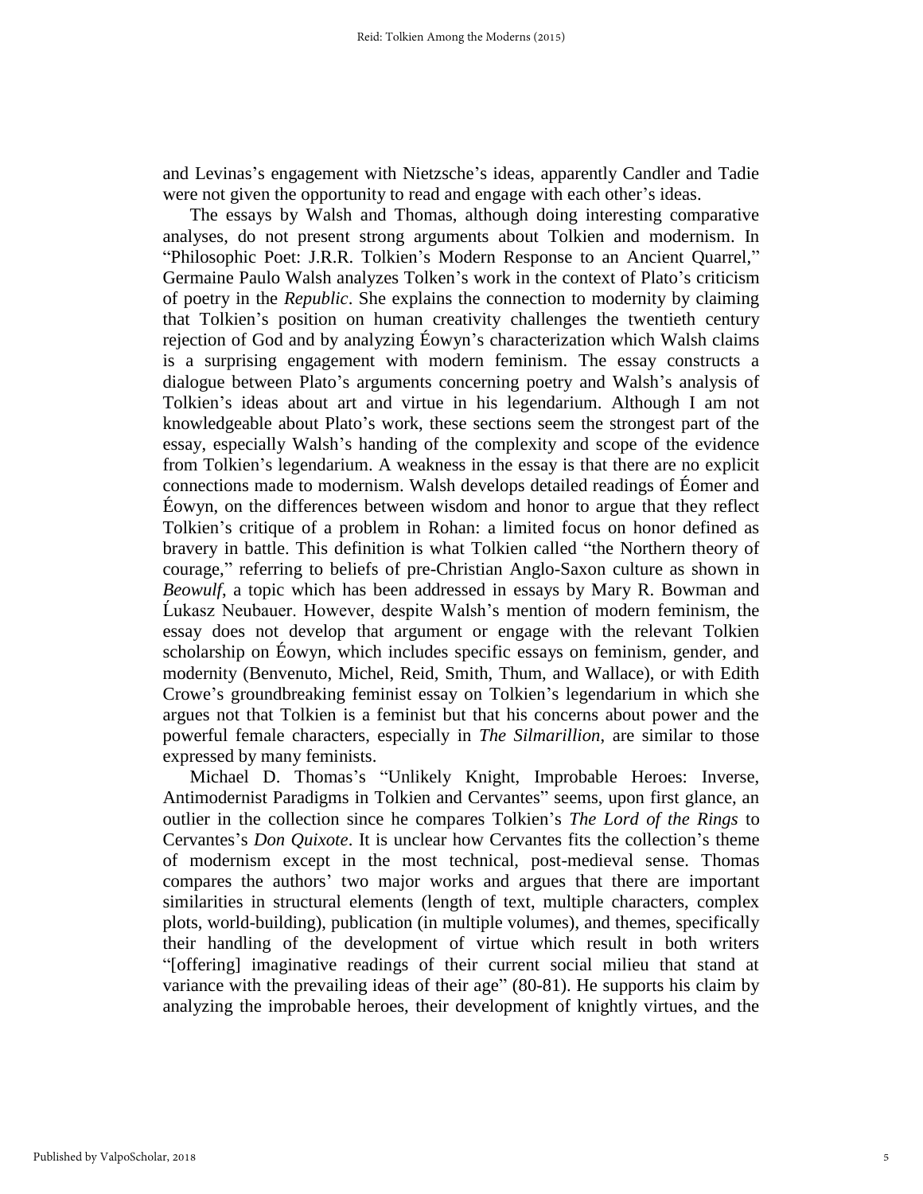and Levinas's engagement with Nietzsche's ideas, apparently Candler and Tadie were not given the opportunity to read and engage with each other's ideas.

The essays by Walsh and Thomas, although doing interesting comparative analyses, do not present strong arguments about Tolkien and modernism. In "Philosophic Poet: J.R.R. Tolkien's Modern Response to an Ancient Quarrel," Germaine Paulo Walsh analyzes Tolken's work in the context of Plato's criticism of poetry in the *Republic*. She explains the connection to modernity by claiming that Tolkien's position on human creativity challenges the twentieth century rejection of God and by analyzing Éowyn's characterization which Walsh claims is a surprising engagement with modern feminism. The essay constructs a dialogue between Plato's arguments concerning poetry and Walsh's analysis of Tolkien's ideas about art and virtue in his legendarium. Although I am not knowledgeable about Plato's work, these sections seem the strongest part of the essay, especially Walsh's handing of the complexity and scope of the evidence from Tolkien's legendarium. A weakness in the essay is that there are no explicit connections made to modernism. Walsh develops detailed readings of Éomer and Éowyn, on the differences between wisdom and honor to argue that they reflect Tolkien's critique of a problem in Rohan: a limited focus on honor defined as bravery in battle. This definition is what Tolkien called "the Northern theory of courage," referring to beliefs of pre-Christian Anglo-Saxon culture as shown in *Beowulf*, a topic which has been addressed in essays by Mary R. Bowman and Ĺukasz Neubauer. However, despite Walsh's mention of modern feminism, the essay does not develop that argument or engage with the relevant Tolkien scholarship on Éowyn, which includes specific essays on feminism, gender, and modernity (Benvenuto, Michel, Reid, Smith, Thum, and Wallace), or with Edith Crowe's groundbreaking feminist essay on Tolkien's legendarium in which she argues not that Tolkien is a feminist but that his concerns about power and the powerful female characters, especially in *The Silmarillion*, are similar to those expressed by many feminists.

Michael D. Thomas's "Unlikely Knight, Improbable Heroes: Inverse, Antimodernist Paradigms in Tolkien and Cervantes" seems, upon first glance, an outlier in the collection since he compares Tolkien's *The Lord of the Rings* to Cervantes's *Don Quixote*. It is unclear how Cervantes fits the collection's theme of modernism except in the most technical, post-medieval sense. Thomas compares the authors' two major works and argues that there are important similarities in structural elements (length of text, multiple characters, complex plots, world-building), publication (in multiple volumes), and themes, specifically their handling of the development of virtue which result in both writers "[offering] imaginative readings of their current social milieu that stand at variance with the prevailing ideas of their age" (80-81). He supports his claim by analyzing the improbable heroes, their development of knightly virtues, and the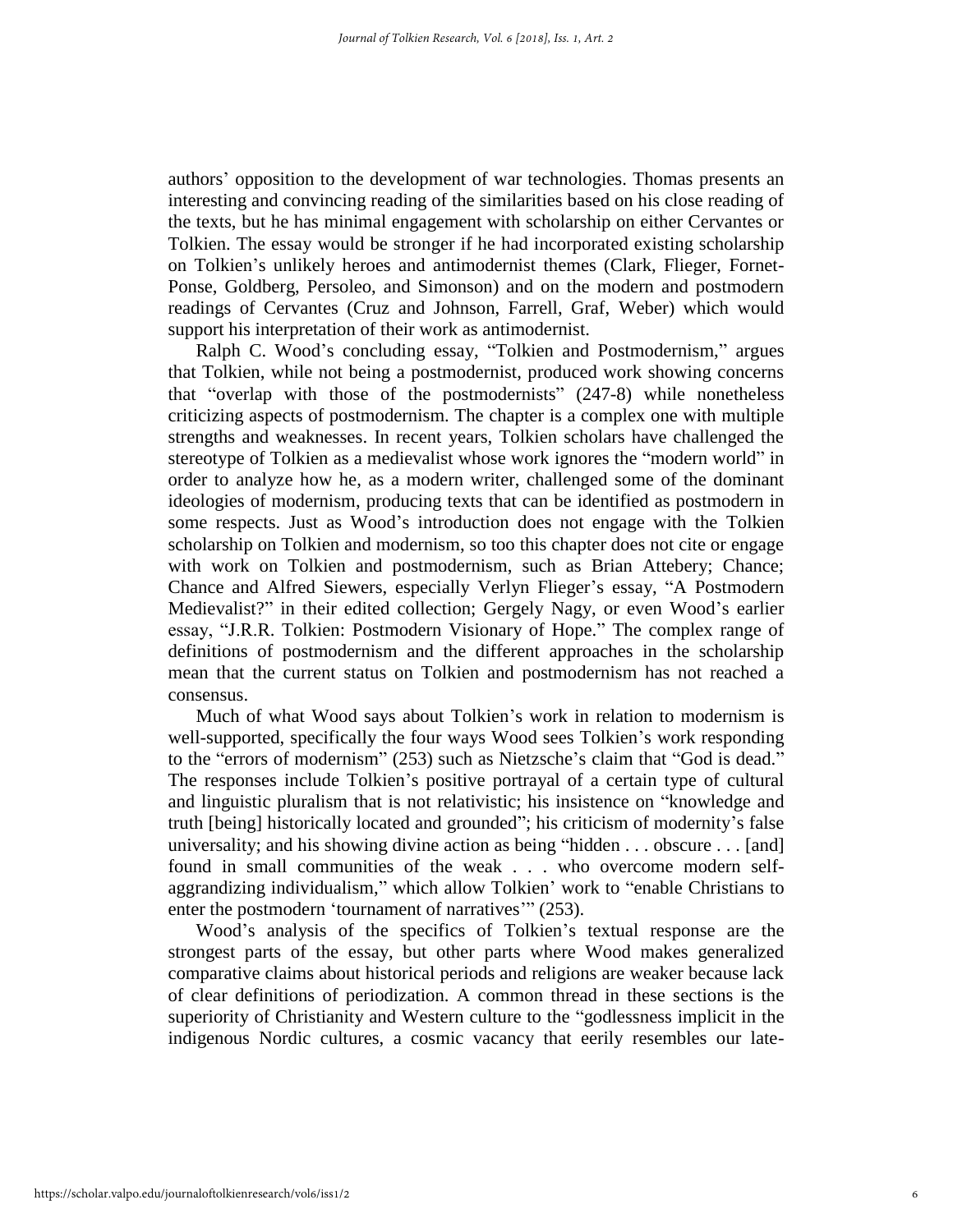authors' opposition to the development of war technologies. Thomas presents an interesting and convincing reading of the similarities based on his close reading of the texts, but he has minimal engagement with scholarship on either Cervantes or Tolkien. The essay would be stronger if he had incorporated existing scholarship on Tolkien's unlikely heroes and antimodernist themes (Clark, Flieger, Fornet-Ponse, Goldberg, Persoleo, and Simonson) and on the modern and postmodern readings of Cervantes (Cruz and Johnson, Farrell, Graf, Weber) which would support his interpretation of their work as antimodernist.

Ralph C. Wood's concluding essay, "Tolkien and Postmodernism," argues that Tolkien, while not being a postmodernist, produced work showing concerns that "overlap with those of the postmodernists" (247-8) while nonetheless criticizing aspects of postmodernism. The chapter is a complex one with multiple strengths and weaknesses. In recent years, Tolkien scholars have challenged the stereotype of Tolkien as a medievalist whose work ignores the "modern world" in order to analyze how he, as a modern writer, challenged some of the dominant ideologies of modernism, producing texts that can be identified as postmodern in some respects. Just as Wood's introduction does not engage with the Tolkien scholarship on Tolkien and modernism, so too this chapter does not cite or engage with work on Tolkien and postmodernism, such as Brian Attebery; Chance; Chance and Alfred Siewers, especially Verlyn Flieger's essay, "A Postmodern Medievalist?" in their edited collection; Gergely Nagy, or even Wood's earlier essay, "J.R.R. Tolkien: Postmodern Visionary of Hope." The complex range of definitions of postmodernism and the different approaches in the scholarship mean that the current status on Tolkien and postmodernism has not reached a consensus.

Much of what Wood says about Tolkien's work in relation to modernism is well-supported, specifically the four ways Wood sees Tolkien's work responding to the "errors of modernism" (253) such as Nietzsche's claim that "God is dead." The responses include Tolkien's positive portrayal of a certain type of cultural and linguistic pluralism that is not relativistic; his insistence on "knowledge and truth [being] historically located and grounded"; his criticism of modernity's false universality; and his showing divine action as being "hidden . . . obscure . . . [and] found in small communities of the weak . . . who overcome modern self-aggrandizing individualism," which allow Tolkien' work to "enable Christians to enter the postmodern 'tournament of narratives'" (253).

Wood's analysis of the specifics of Tolkien's textual response are the strongest parts of the essay, but other parts where Wood makes generalized comparative claims about historical periods and religions are weaker because lack of clear definitions of periodization. A common thread in these sections is the superiority of Christianity and Western culture to the "godlessness implicit in the indigenous Nordic cultures, a cosmic vacancy that eerily resembles our late-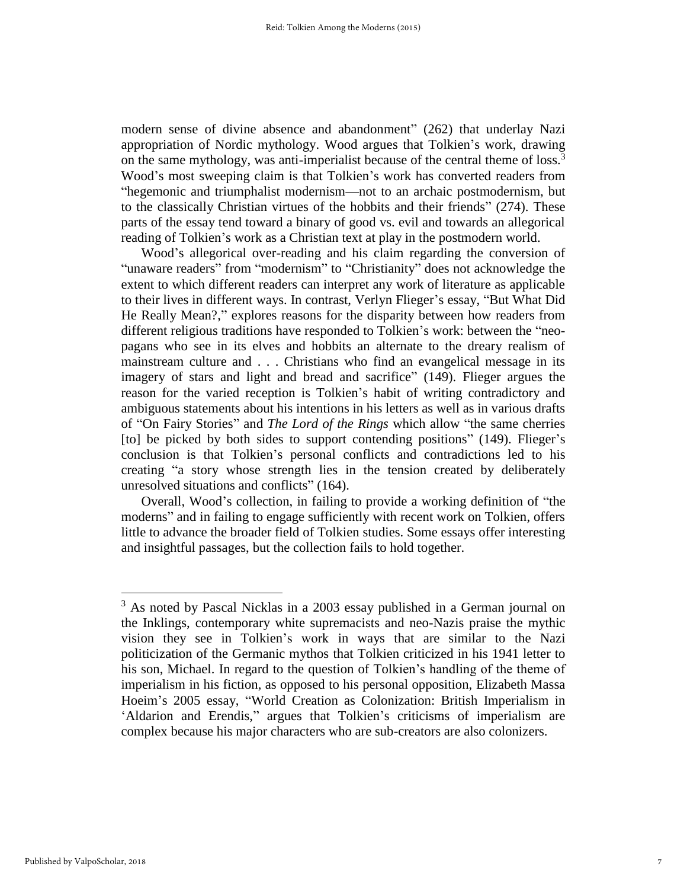modern sense of divine absence and abandonment" (262) that underlay Nazi appropriation of Nordic mythology. Wood argues that Tolkien's work, drawing on the same mythology, was anti-imperialist because of the central theme of loss.[3] Wood's most sweeping claim is that Tolkien's work has converted readers from "hegemonic and triumphalist modernism—not to an archaic postmodernism, but to the classically Christian virtues of the hobbits and their friends" (274). These parts of the essay tend toward a binary of good vs. evil and towards an allegorical reading of Tolkien's work as a Christian text at play in the postmodern world.

Wood's allegorical over-reading and his claim regarding the conversion of "unaware readers" from "modernism" to "Christianity" does not acknowledge the extent to which different readers can interpret any work of literature as applicable to their lives in different ways. In contrast, Verlyn Flieger's essay, "But What Did He Really Mean?," explores reasons for the disparity between how readers from different religious traditions have responded to Tolkien's work: between the "neo-pagans who see in its elves and hobbits an alternate to the dreary realism of mainstream culture and . . . Christians who find an evangelical message in its imagery of stars and light and bread and sacrifice" (149). Flieger argues the reason for the varied reception is Tolkien's habit of writing contradictory and ambiguous statements about his intentions in his letters as well as in various drafts of "On Fairy Stories" and *The Lord of the Rings* which allow "the same cherries [to] be picked by both sides to support contending positions" (149). Flieger's conclusion is that Tolkien's personal conflicts and contradictions led to his creating "a story whose strength lies in the tension created by deliberately unresolved situations and conflicts" (164).

Overall, Wood's collection, in failing to provide a working definition of "the moderns" and in failing to engage sufficiently with recent work on Tolkien, offers little to advance the broader field of Tolkien studies. Some essays offer interesting and insightful passages, but the collection fails to hold together.

---

[3] As noted by Pascal Nicklas in a 2003 essay published in a German journal on the Inklings, contemporary white supremacists and neo-Nazis praise the mythic vision they see in Tolkien's work in ways that are similar to the Nazi politicization of the Germanic mythos that Tolkien criticized in his 1941 letter to his son, Michael. In regard to the question of Tolkien's handling of the theme of imperialism in his fiction, as opposed to his personal opposition, Elizabeth Massa Hoeim's 2005 essay, "World Creation as Colonization: British Imperialism in 'Aldarion and Erendis," argues that Tolkien's criticisms of imperialism are complex because his major characters who are sub-creators are also colonizers.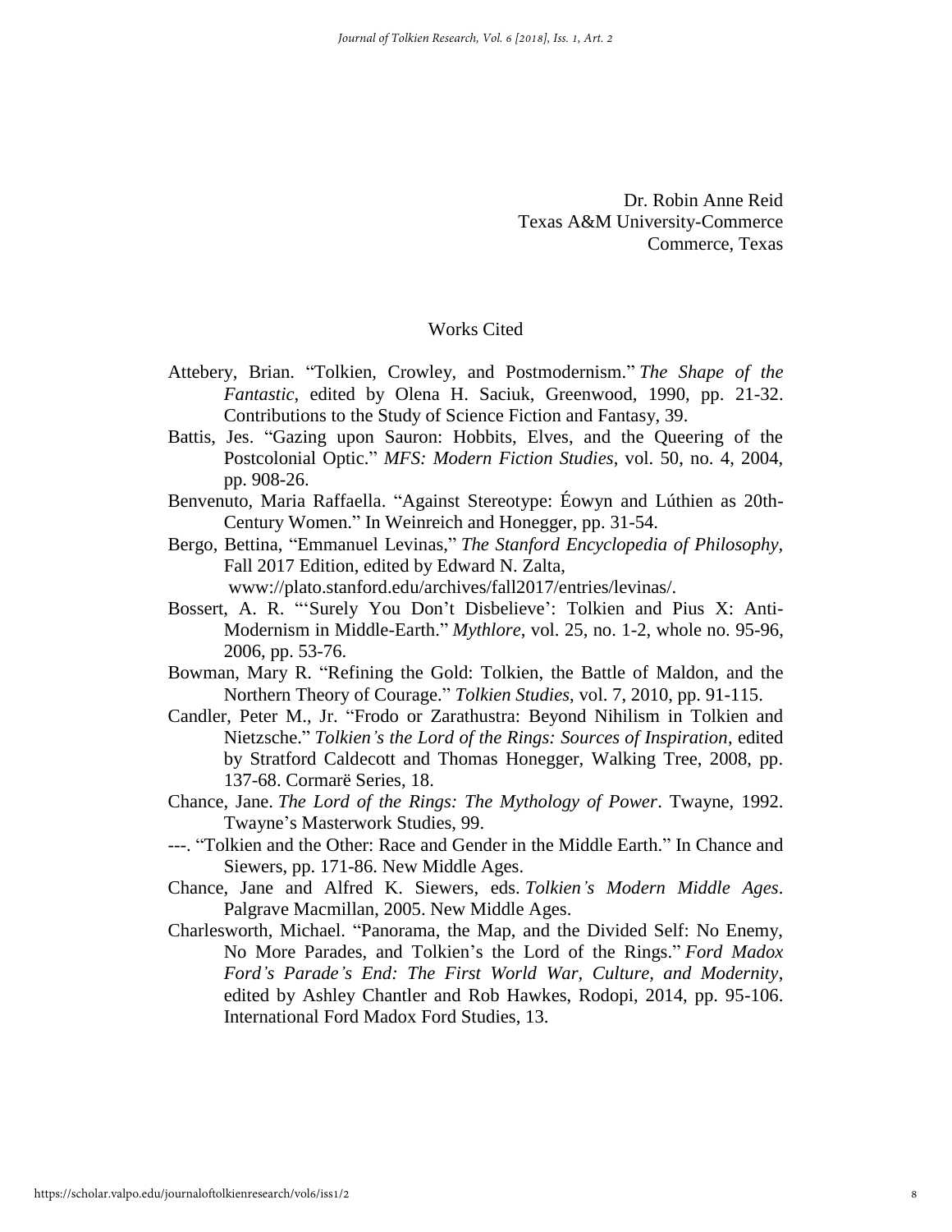Dr. Robin Anne Reid
Texas A&M University-Commerce
Commerce, Texas

## Works Cited

Attebery, Brian. "Tolkien, Crowley, and Postmodernism." *The Shape of the Fantastic*, edited by Olena H. Saciuk, Greenwood, 1990, pp. 21-32. Contributions to the Study of Science Fiction and Fantasy, 39.

Battis, Jes. "Gazing upon Sauron: Hobbits, Elves, and the Queering of the Postcolonial Optic." *MFS: Modern Fiction Studies*, vol. 50, no. 4, 2004, pp. 908-26.

Benvenuto, Maria Raffaella. "Against Stereotype: Éowyn and Lúthien as 20th-Century Women." In Weinreich and Honegger, pp. 31-54.

Bergo, Bettina, "Emmanuel Levinas," *The Stanford Encyclopedia of Philosophy*, Fall 2017 Edition, edited by Edward N. Zalta, www://plato.stanford.edu/archives/fall2017/entries/levinas/.

Bossert, A. R. "'Surely You Don't Disbelieve': Tolkien and Pius X: Anti-Modernism in Middle-Earth." *Mythlore*, vol. 25, no. 1-2, whole no. 95-96, 2006, pp. 53-76.

Bowman, Mary R. "Refining the Gold: Tolkien, the Battle of Maldon, and the Northern Theory of Courage." *Tolkien Studies*, vol. 7, 2010, pp. 91-115.

Candler, Peter M., Jr. "Frodo or Zarathustra: Beyond Nihilism in Tolkien and Nietzsche." *Tolkien's the Lord of the Rings: Sources of Inspiration*, edited by Stratford Caldecott and Thomas Honegger, Walking Tree, 2008, pp. 137-68. Cormarë Series, 18.

Chance, Jane. *The Lord of the Rings: The Mythology of Power*. Twayne, 1992. Twayne's Masterwork Studies, 99.

---. "Tolkien and the Other: Race and Gender in the Middle Earth." In Chance and Siewers, pp. 171-86. New Middle Ages.

Chance, Jane and Alfred K. Siewers, eds. *Tolkien's Modern Middle Ages*. Palgrave Macmillan, 2005. New Middle Ages.

Charlesworth, Michael. "Panorama, the Map, and the Divided Self: No Enemy, No More Parades, and Tolkien's the Lord of the Rings." *Ford Madox Ford's Parade's End: The First World War, Culture, and Modernity*, edited by Ashley Chantler and Rob Hawkes, Rodopi, 2014, pp. 95-106. International Ford Madox Ford Studies, 13.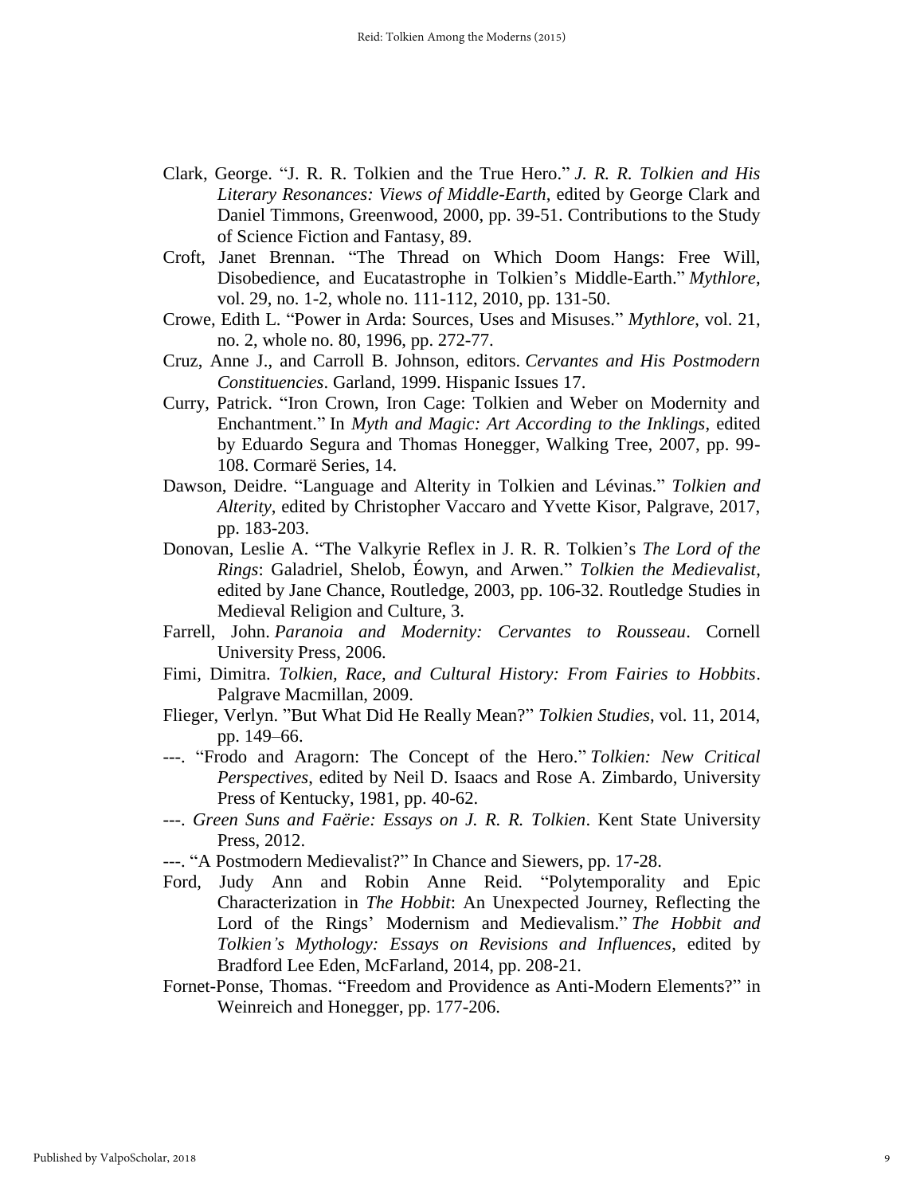Clark, George. "J. R. R. Tolkien and the True Hero." *J. R. R. Tolkien and His Literary Resonances: Views of Middle-Earth*, edited by George Clark and Daniel Timmons, Greenwood, 2000, pp. 39-51. Contributions to the Study of Science Fiction and Fantasy, 89.

Croft, Janet Brennan. "The Thread on Which Doom Hangs: Free Will, Disobedience, and Eucatastrophe in Tolkien's Middle-Earth." *Mythlore*, vol. 29, no. 1-2, whole no. 111-112, 2010, pp. 131-50.

Crowe, Edith L. "Power in Arda: Sources, Uses and Misuses." *Mythlore*, vol. 21, no. 2, whole no. 80, 1996, pp. 272-77.

Cruz, Anne J., and Carroll B. Johnson, editors. *Cervantes and His Postmodern Constituencies*. Garland, 1999. Hispanic Issues 17.

Curry, Patrick. "Iron Crown, Iron Cage: Tolkien and Weber on Modernity and Enchantment." In *Myth and Magic: Art According to the Inklings*, edited by Eduardo Segura and Thomas Honegger, Walking Tree, 2007, pp. 99-108. Cormarë Series, 14.

Dawson, Deidre. "Language and Alterity in Tolkien and Lévinas." *Tolkien and Alterity*, edited by Christopher Vaccaro and Yvette Kisor, Palgrave, 2017, pp. 183-203.

Donovan, Leslie A. "The Valkyrie Reflex in J. R. R. Tolkien's *The Lord of the Rings*: Galadriel, Shelob, Éowyn, and Arwen." *Tolkien the Medievalist*, edited by Jane Chance, Routledge, 2003, pp. 106-32. Routledge Studies in Medieval Religion and Culture, 3.

Farrell, John. *Paranoia and Modernity: Cervantes to Rousseau*. Cornell University Press, 2006.

Fimi, Dimitra. *Tolkien, Race, and Cultural History: From Fairies to Hobbits*. Palgrave Macmillan, 2009.

Flieger, Verlyn. "But What Did He Really Mean?" *Tolkien Studies*, vol. 11, 2014, pp. 149–66.

---. "Frodo and Aragorn: The Concept of the Hero." *Tolkien: New Critical Perspectives*, edited by Neil D. Isaacs and Rose A. Zimbardo, University Press of Kentucky, 1981, pp. 40-62.

---. *Green Suns and Faërie: Essays on J. R. R. Tolkien*. Kent State University Press, 2012.

---. "A Postmodern Medievalist?" In Chance and Siewers, pp. 17-28.

Ford, Judy Ann and Robin Anne Reid. "Polytemporality and Epic Characterization in *The Hobbit*: An Unexpected Journey, Reflecting the Lord of the Rings' Modernism and Medievalism." *The Hobbit and Tolkien's Mythology: Essays on Revisions and Influences*, edited by Bradford Lee Eden, McFarland, 2014, pp. 208-21.

Fornet-Ponse, Thomas. "Freedom and Providence as Anti-Modern Elements?" in Weinreich and Honegger, pp. 177-206.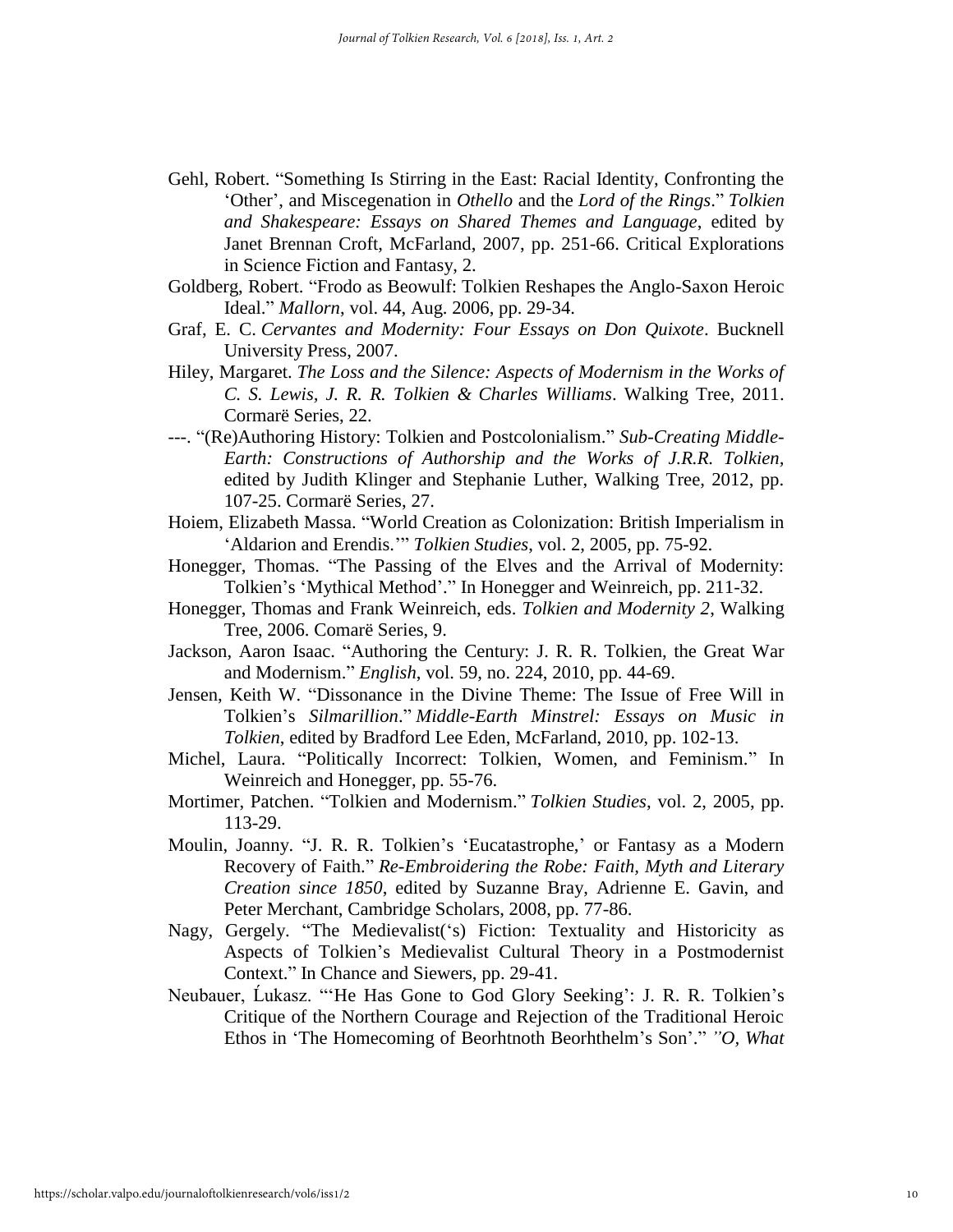Gehl, Robert. "Something Is Stirring in the East: Racial Identity, Confronting the 'Other', and Miscegenation in *Othello* and the *Lord of the Rings*." *Tolkien and Shakespeare: Essays on Shared Themes and Language*, edited by Janet Brennan Croft, McFarland, 2007, pp. 251-66. Critical Explorations in Science Fiction and Fantasy, 2.

Goldberg, Robert. "Frodo as Beowulf: Tolkien Reshapes the Anglo-Saxon Heroic Ideal." *Mallorn*, vol. 44, Aug. 2006, pp. 29-34.

Graf, E. C. *Cervantes and Modernity: Four Essays on Don Quixote*. Bucknell University Press, 2007.

Hiley, Margaret. *The Loss and the Silence: Aspects of Modernism in the Works of C. S. Lewis, J. R. R. Tolkien & Charles Williams*. Walking Tree, 2011. Cormarë Series, 22.

---. "(Re)Authoring History: Tolkien and Postcolonialism." *Sub-Creating Middle-Earth: Constructions of Authorship and the Works of J.R.R. Tolkien,* edited by Judith Klinger and Stephanie Luther, Walking Tree, 2012, pp. 107-25. Cormarë Series, 27.

Hoiem, Elizabeth Massa. "World Creation as Colonization: British Imperialism in 'Aldarion and Erendis.'" *Tolkien Studies*, vol. 2, 2005, pp. 75-92.

Honegger, Thomas. "The Passing of the Elves and the Arrival of Modernity: Tolkien's 'Mythical Method'." In Honegger and Weinreich, pp. 211-32.

Honegger, Thomas and Frank Weinreich, eds. *Tolkien and Modernity 2*, Walking Tree, 2006. Comarë Series, 9.

Jackson, Aaron Isaac. "Authoring the Century: J. R. R. Tolkien, the Great War and Modernism." *English*, vol. 59, no. 224, 2010, pp. 44-69.

Jensen, Keith W. "Dissonance in the Divine Theme: The Issue of Free Will in Tolkien's *Silmarillion*." *Middle-Earth Minstrel: Essays on Music in Tolkien*, edited by Bradford Lee Eden, McFarland, 2010, pp. 102-13.

Michel, Laura. "Politically Incorrect: Tolkien, Women, and Feminism." In Weinreich and Honegger, pp. 55-76.

Mortimer, Patchen. "Tolkien and Modernism." *Tolkien Studies*, vol. 2, 2005, pp. 113-29.

Moulin, Joanny. "J. R. R. Tolkien's 'Eucatastrophe,' or Fantasy as a Modern Recovery of Faith." *Re-Embroidering the Robe: Faith, Myth and Literary Creation since 1850*, edited by Suzanne Bray, Adrienne E. Gavin, and Peter Merchant, Cambridge Scholars, 2008, pp. 77-86.

Nagy, Gergely. "The Medievalist('s) Fiction: Textuality and Historicity as Aspects of Tolkien's Medievalist Cultural Theory in a Postmodernist Context." In Chance and Siewers, pp. 29-41.

Neubauer, Ĺukasz. "'He Has Gone to God Glory Seeking': J. R. R. Tolkien's Critique of the Northern Courage and Rejection of the Traditional Heroic Ethos in 'The Homecoming of Beorhtnoth Beorhthelm's Son'." *"O, What*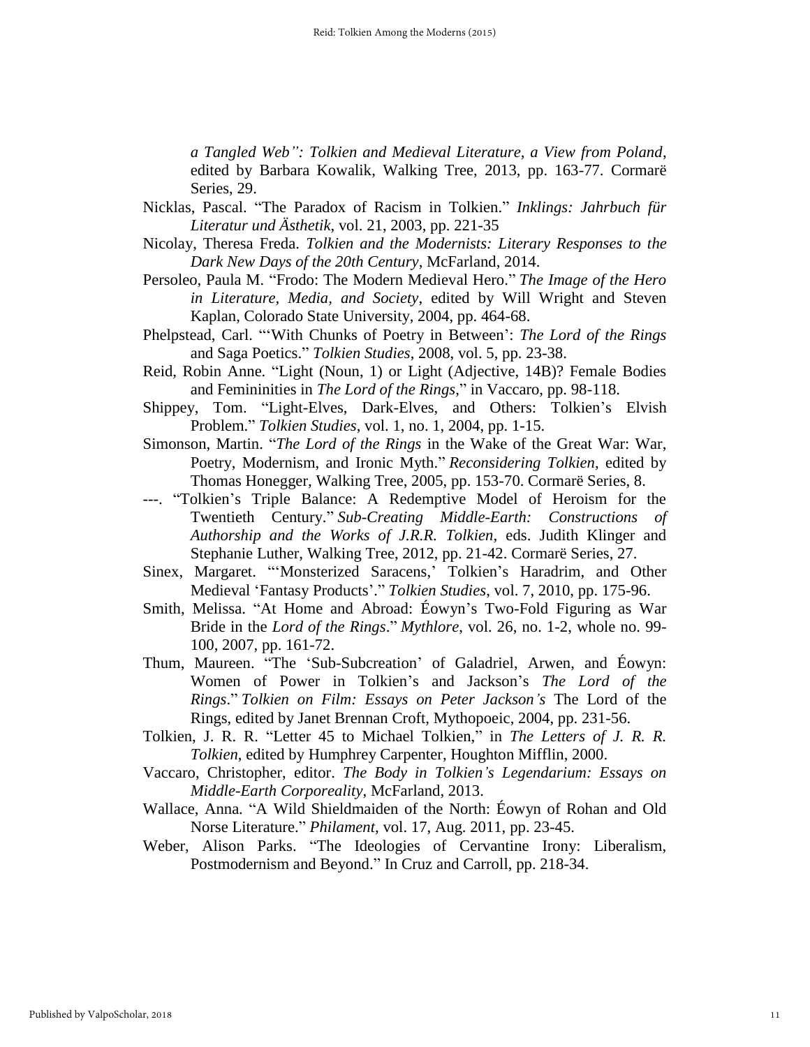*a Tangled Web": Tolkien and Medieval Literature, a View from Poland*, edited by Barbara Kowalik, Walking Tree, 2013, pp. 163-77. Cormarë Series, 29.

Nicklas, Pascal. "The Paradox of Racism in Tolkien." *Inklings: Jahrbuch für Literatur und Ästhetik*, vol. 21, 2003, pp. 221-35

Nicolay, Theresa Freda. *Tolkien and the Modernists: Literary Responses to the Dark New Days of the 20th Century*, McFarland, 2014.

Persoleo, Paula M. "Frodo: The Modern Medieval Hero." *The Image of the Hero in Literature, Media, and Society*, edited by Will Wright and Steven Kaplan, Colorado State University, 2004, pp. 464-68.

Phelpstead, Carl. "'With Chunks of Poetry in Between': *The Lord of the Rings* and Saga Poetics." *Tolkien Studies*, 2008, vol. 5, pp. 23-38.

Reid, Robin Anne. "Light (Noun, 1) or Light (Adjective, 14B)? Female Bodies and Femininities in *The Lord of the Rings*," in Vaccaro, pp. 98-118.

Shippey, Tom. "Light-Elves, Dark-Elves, and Others: Tolkien's Elvish Problem." *Tolkien Studies*, vol. 1, no. 1, 2004, pp. 1-15.

Simonson, Martin. "*The Lord of the Rings* in the Wake of the Great War: War, Poetry, Modernism, and Ironic Myth." *Reconsidering Tolkien*, edited by Thomas Honegger, Walking Tree, 2005, pp. 153-70. Cormarë Series, 8.

---. "Tolkien's Triple Balance: A Redemptive Model of Heroism for the Twentieth Century." *Sub-Creating Middle-Earth: Constructions of Authorship and the Works of J.R.R. Tolkien*, eds. Judith Klinger and Stephanie Luther, Walking Tree, 2012, pp. 21-42. Cormarë Series, 27.

Sinex, Margaret. "'Monsterized Saracens,' Tolkien's Haradrim, and Other Medieval 'Fantasy Products'." *Tolkien Studies*, vol. 7, 2010, pp. 175-96.

Smith, Melissa. "At Home and Abroad: Éowyn's Two-Fold Figuring as War Bride in the *Lord of the Rings*." *Mythlore*, vol. 26, no. 1-2, whole no. 99-100, 2007, pp. 161-72.

Thum, Maureen. "The 'Sub-Subcreation' of Galadriel, Arwen, and Éowyn: Women of Power in Tolkien's and Jackson's *The Lord of the Rings*." *Tolkien on Film: Essays on Peter Jackson's* The Lord of the Rings, edited by Janet Brennan Croft, Mythopoeic, 2004, pp. 231-56.

Tolkien, J. R. R. "Letter 45 to Michael Tolkien," in *The Letters of J. R. R. Tolkien*, edited by Humphrey Carpenter, Houghton Mifflin, 2000.

Vaccaro, Christopher, editor. *The Body in Tolkien's Legendarium: Essays on Middle-Earth Corporeality*, McFarland, 2013.

Wallace, Anna. "A Wild Shieldmaiden of the North: Éowyn of Rohan and Old Norse Literature." *Philament*, vol. 17, Aug. 2011, pp. 23-45.

Weber, Alison Parks. "The Ideologies of Cervantine Irony: Liberalism, Postmodernism and Beyond." In Cruz and Carroll, pp. 218-34.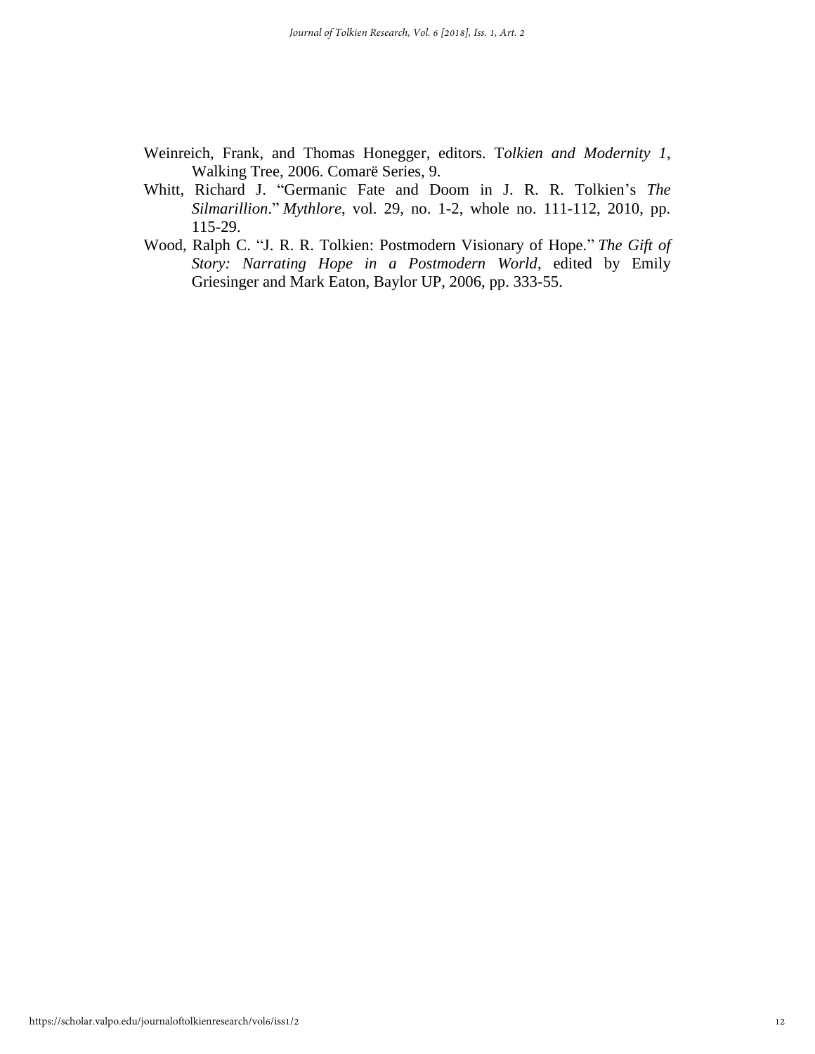Weinreich, Frank, and Thomas Honegger, editors. T*olkien and Modernity 1*, Walking Tree, 2006. Comarë Series, 9.

Whitt, Richard J. "Germanic Fate and Doom in J. R. R. Tolkien's *The Silmarillion*." *Mythlore*, vol. 29, no. 1-2, whole no. 111-112, 2010, pp. 115-29.

Wood, Ralph C. "J. R. R. Tolkien: Postmodern Visionary of Hope." *The Gift of Story: Narrating Hope in a Postmodern World*, edited by Emily Griesinger and Mark Eaton, Baylor UP, 2006, pp. 333-55.